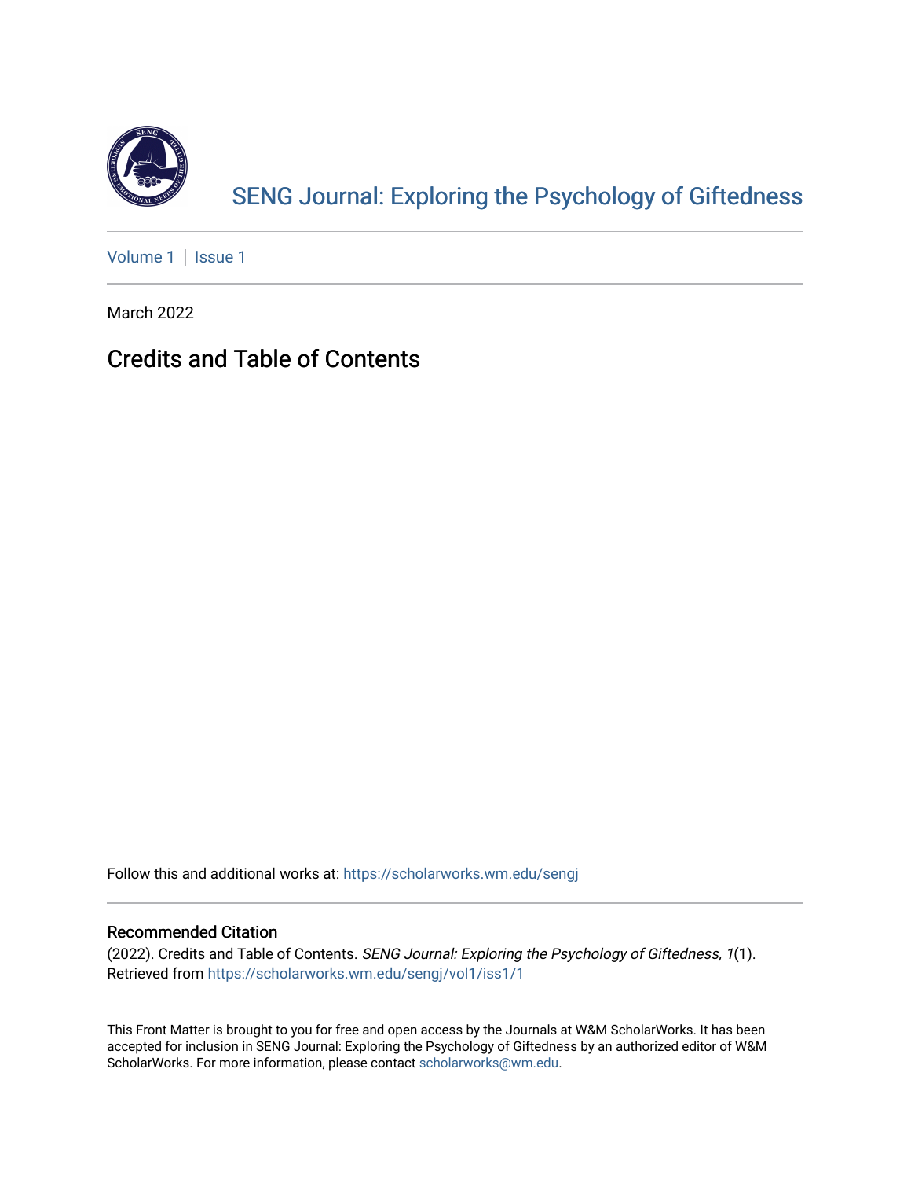# SENG Journal: Exploring the Psychology of Giftedness

Volume 1 | Issue 1

March 2022

## Credits and Table of Contents

Follow this and additional works at: https://scholarworks.wm.edu/sengj

### Recommended Citation

(2022). Credits and Table of Contents. *SENG Journal: Exploring the Psychology of Giftedness, 1*(1). Retrieved from https://scholarworks.wm.edu/sengj/vol1/iss1/1

This Front Matter is brought to you for free and open access by the Journals at W&M ScholarWorks. It has been accepted for inclusion in SENG Journal: Exploring the Psychology of Giftedness by an authorized editor of W&M ScholarWorks. For more information, please contact scholarworks@wm.edu.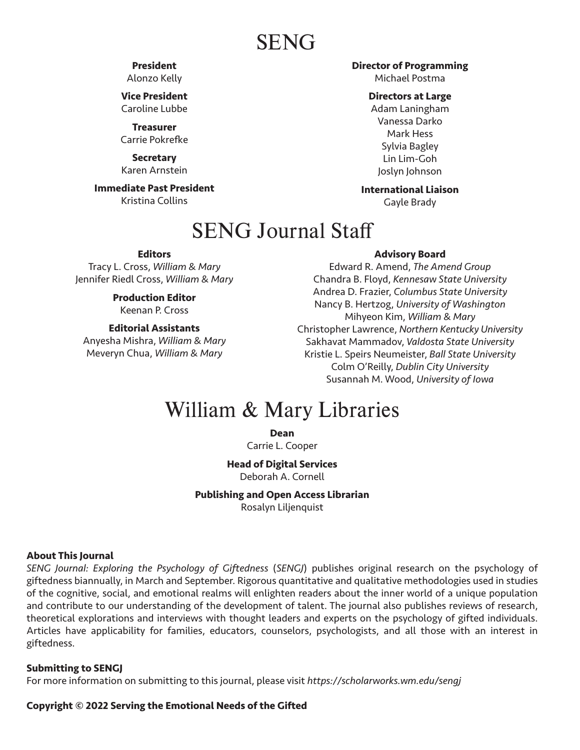# SENG

**President**
Alonzo Kelly

**Vice President**
Caroline Lubbe

**Treasurer**
Carrie Pokrefke

**Secretary**
Karen Arnstein

**Immediate Past President**
Kristina Collins

**Director of Programming**
Michael Postma

**Directors at Large**
Adam Laningham
Vanessa Darko
Mark Hess
Sylvia Bagley
Lin Lim-Goh
Joslyn Johnson

**International Liaison**
Gayle Brady

# SENG Journal Staff

**Editors**
Tracy L. Cross, *William & Mary*
Jennifer Riedl Cross, *William & Mary*

**Production Editor**
Keenan P. Cross

**Editorial Assistants**
Anyesha Mishra, *William & Mary*
Meveryn Chua, *William & Mary*

**Advisory Board**
Edward R. Amend, *The Amend Group*
Chandra B. Floyd, *Kennesaw State University*
Andrea D. Frazier, *Columbus State University*
Nancy B. Hertzog, *University of Washington*
Mihyeon Kim, *William & Mary*
Christopher Lawrence, *Northern Kentucky University*
Sakhavat Mammadov, *Valdosta State University*
Kristie L. Speirs Neumeister, *Ball State University*
Colm O'Reilly, *Dublin City University*
Susannah M. Wood, *University of Iowa*

# William & Mary Libraries

**Dean**
Carrie L. Cooper

**Head of Digital Services**
Deborah A. Cornell

**Publishing and Open Access Librarian**
Rosalyn Liljenquist

**About This Journal**
*SENG Journal: Exploring the Psychology of Giftedness* (*SENGJ*) publishes original research on the psychology of giftedness biannually, in March and September. Rigorous quantitative and qualitative methodologies used in studies of the cognitive, social, and emotional realms will enlighten readers about the inner world of a unique population and contribute to our understanding of the development of talent. The journal also publishes reviews of research, theoretical explorations and interviews with thought leaders and experts on the psychology of gifted individuals. Articles have applicability for families, educators, counselors, psychologists, and all those with an interest in giftedness.

**Submitting to SENGJ**
For more information on submitting to this journal, please visit *https://scholarworks.wm.edu/sengj*

**Copyright © 2022 Serving the Emotional Needs of the Gifted**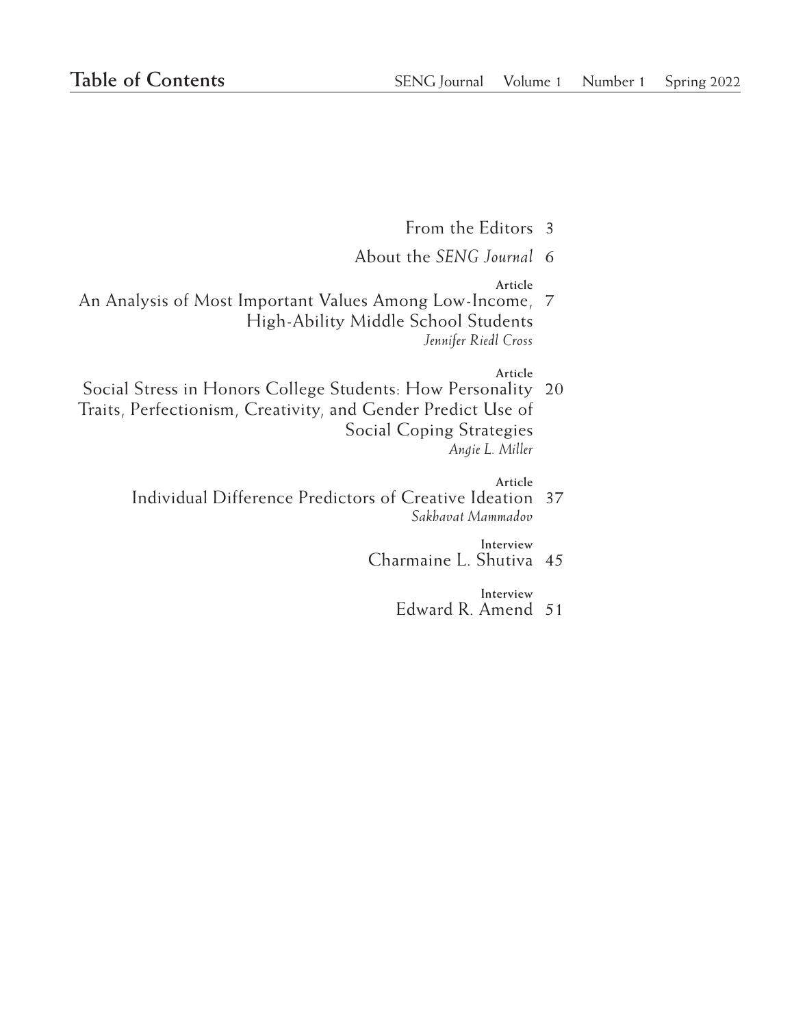# Table of Contents

From the Editors 3

About the *SENG Journal* 6

**Article**
An Analysis of Most Important Values Among Low-Income, High-Ability Middle School Students 7
*Jennifer Riedl Cross*

**Article**
Social Stress in Honors College Students: How Personality Traits, Perfectionism, Creativity, and Gender Predict Use of Social Coping Strategies 20
*Angie L. Miller*

**Article**
Individual Difference Predictors of Creative Ideation 37
*Sakhavat Mammadov*

**Interview**
Charmaine L. Shutiva 45

**Interview**
Edward R. Amend 51